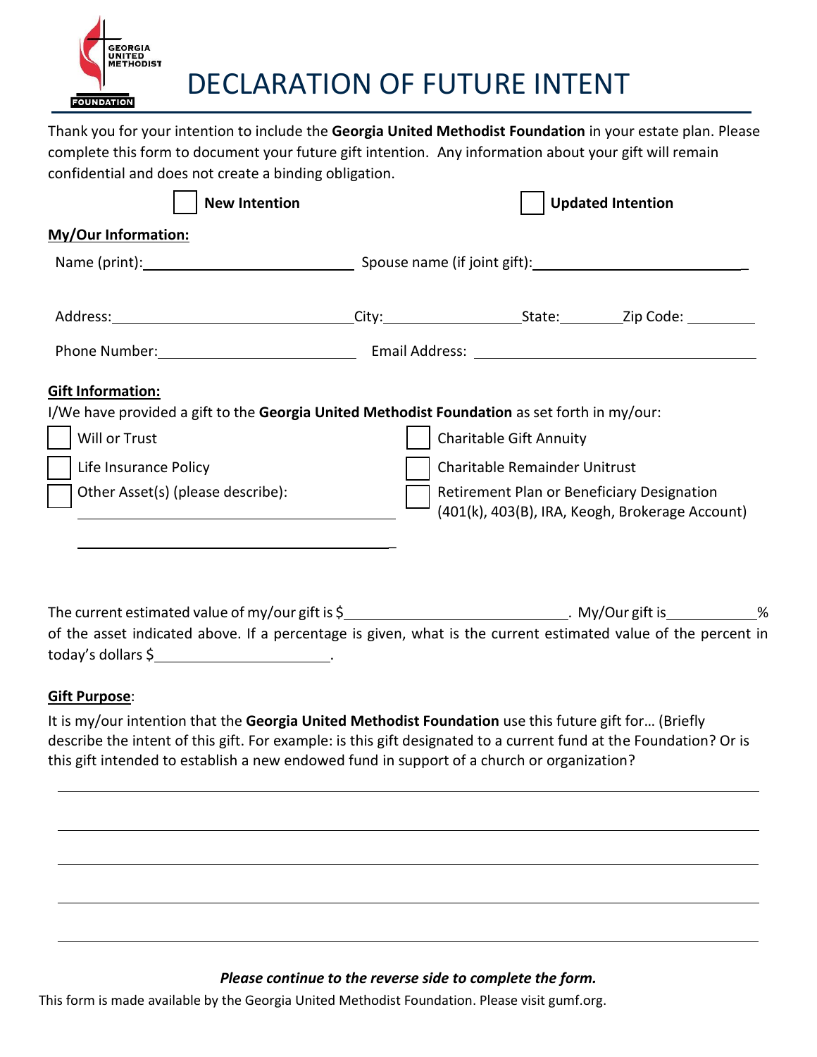# DECLARATION OF FUTURE INTENT

Thank you for your intention to include the **Georgia United Methodist Foundation** in your estate plan. Please complete this form to document your future gift intention. Any information about your gift will remain confidential and does not create a binding obligation.

☐ **New Intention** ☐ **Updated Intention**

**My/Our Information:**

Name (print):____________________________ Spouse name (if joint gift):____________________________

Address:________________________________ City:__________________ State:________ Zip Code: _________

Phone Number:__________________________ Email Address: _________________________________

**Gift Information:**

I/We have provided a gift to the **Georgia United Methodist Foundation** as set forth in my/our:

- ☐ Will or Trust
- ☐ Life Insurance Policy
- ☐ Other Asset(s) (please describe): ________________________________________ ________________________________________
- ☐ Charitable Gift Annuity
- ☐ Charitable Remainder Unitrust
- ☐ Retirement Plan or Beneficiary Designation (401(k), 403(B), IRA, Keogh, Brokerage Account)

The current estimated value of my/our gift is $____________________________. My/Our gift is___________% of the asset indicated above. If a percentage is given, what is the current estimated value of the percent in today's dollars $______________________.

**Gift Purpose**:

It is my/our intention that the **Georgia United Methodist Foundation** use this future gift for… (Briefly describe the intent of this gift. For example: is this gift designated to a current fund at the Foundation? Or is this gift intended to establish a new endowed fund in support of a church or organization?

________________________________________________________________________________

________________________________________________________________________________

________________________________________________________________________________

________________________________________________________________________________

________________________________________________________________________________

***Please continue to the reverse side to complete the form.***

This form is made available by the Georgia United Methodist Foundation. Please visit gumf.org.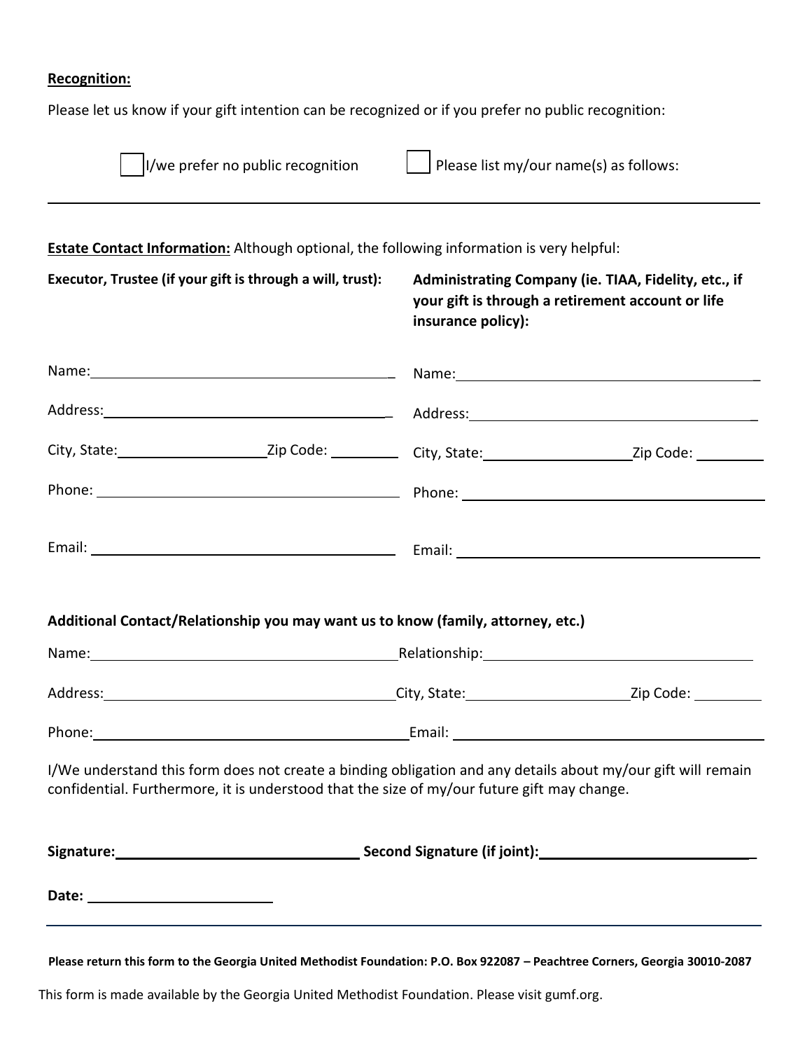**Recognition:**

Please let us know if your gift intention can be recognized or if you prefer no public recognition:

☐ I/we prefer no public recognition ☐ Please list my/our name(s) as follows:

\_\_\_\_\_\_\_\_\_\_\_\_\_\_\_\_\_\_\_\_\_\_\_\_\_\_\_\_\_\_\_\_\_\_\_\_\_\_\_\_\_\_\_\_\_\_\_\_\_\_\_\_\_\_\_\_\_\_\_\_\_\_\_\_\_\_\_\_\_\_\_\_\_\_\_\_\_\_

**Estate Contact Information:** Although optional, the following information is very helpful:

| **Executor, Trustee (if your gift is through a will, trust):** | **Administrating Company (ie. TIAA, Fidelity, etc., if your gift is through a retirement account or life insurance policy):** |
|---|---|
| Name: \_\_\_\_\_\_\_\_\_\_\_\_\_\_\_\_\_\_\_\_\_\_\_\_\_\_\_\_\_\_\_\_ | Name: \_\_\_\_\_\_\_\_\_\_\_\_\_\_\_\_\_\_\_\_\_\_\_\_\_\_\_\_\_\_\_\_ |
| Address: \_\_\_\_\_\_\_\_\_\_\_\_\_\_\_\_\_\_\_\_\_\_\_\_\_\_\_\_\_\_ | Address: \_\_\_\_\_\_\_\_\_\_\_\_\_\_\_\_\_\_\_\_\_\_\_\_\_\_\_\_\_\_ |
| City, State: \_\_\_\_\_\_\_\_\_\_\_\_\_\_\_\_ Zip Code: \_\_\_\_\_\_\_\_ | City, State: \_\_\_\_\_\_\_\_\_\_\_\_\_\_\_\_ Zip Code: \_\_\_\_\_\_\_\_ |
| Phone: \_\_\_\_\_\_\_\_\_\_\_\_\_\_\_\_\_\_\_\_\_\_\_\_\_\_\_\_\_\_\_\_ | Phone: \_\_\_\_\_\_\_\_\_\_\_\_\_\_\_\_\_\_\_\_\_\_\_\_\_\_\_\_\_\_\_\_ |
| Email: \_\_\_\_\_\_\_\_\_\_\_\_\_\_\_\_\_\_\_\_\_\_\_\_\_\_\_\_\_\_\_\_ | Email: \_\_\_\_\_\_\_\_\_\_\_\_\_\_\_\_\_\_\_\_\_\_\_\_\_\_\_\_\_\_\_\_ |

**Additional Contact/Relationship you may want us to know (family, attorney, etc.)**

Name: \_\_\_\_\_\_\_\_\_\_\_\_\_\_\_\_\_\_\_\_\_\_\_\_\_\_\_\_\_\_\_\_ Relationship: \_\_\_\_\_\_\_\_\_\_\_\_\_\_\_\_\_\_\_\_\_\_\_\_\_\_\_\_

Address: \_\_\_\_\_\_\_\_\_\_\_\_\_\_\_\_\_\_\_\_\_\_\_\_\_\_\_\_\_\_ City, State: \_\_\_\_\_\_\_\_\_\_\_\_\_\_\_\_ Zip Code: \_\_\_\_\_\_\_\_

Phone: \_\_\_\_\_\_\_\_\_\_\_\_\_\_\_\_\_\_\_\_\_\_\_\_\_\_\_\_\_\_\_\_ Email: \_\_\_\_\_\_\_\_\_\_\_\_\_\_\_\_\_\_\_\_\_\_\_\_\_\_\_\_\_\_\_\_

I/We understand this form does not create a binding obligation and any details about my/our gift will remain confidential. Furthermore, it is understood that the size of my/our future gift may change.

**Signature:** \_\_\_\_\_\_\_\_\_\_\_\_\_\_\_\_\_\_\_\_\_\_\_\_\_\_ **Second Signature (if joint):** \_\_\_\_\_\_\_\_\_\_\_\_\_\_\_\_\_\_\_\_\_\_\_\_\_\_

**Date:** \_\_\_\_\_\_\_\_\_\_\_\_\_\_\_\_\_\_\_\_

**Please return this form to the Georgia United Methodist Foundation: P.O. Box 922087 – Peachtree Corners, Georgia 30010-2087**

This form is made available by the Georgia United Methodist Foundation. Please visit gumf.org.